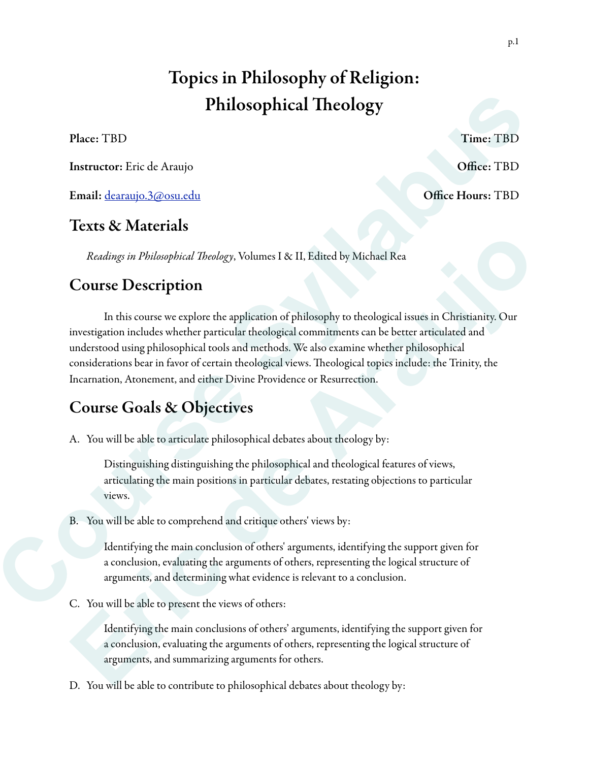# Topics in Philosophy of Religion: Philosophical Theology

**Place:** TBD **Time:** TBD

**Instructor:** Eric de Araujo **Office:** TBD

**Email:** dearaujo.3@osu.edu **Office Hours:** TBD

## Texts & Materials

*Readings in Philosophical Theology*, Volumes I & II, Edited by Michael Rea

## Course Description

In this course we explore the application of philosophy to theological issues in Christianity. Our investigation includes whether particular theological commitments can be better articulated and understood using philosophical tools and methods. We also examine whether philosophical considerations bear in favor of certain theological views. Theological topics include: the Trinity, the Incarnation, Atonement, and either Divine Providence or Resurrection.

## Course Goals & Objectives

A. You will be able to articulate philosophical debates about theology by:

Distinguishing distinguishing the philosophical and theological features of views, articulating the main positions in particular debates, restating objections to particular views.

B. You will be able to comprehend and critique others' views by:

Identifying the main conclusion of others' arguments, identifying the support given for a conclusion, evaluating the arguments of others, representing the logical structure of arguments, and determining what evidence is relevant to a conclusion.

C. You will be able to present the views of others:

Identifying the main conclusions of others' arguments, identifying the support given for a conclusion, evaluating the arguments of others, representing the logical structure of arguments, and summarizing arguments for others.

D. You will be able to contribute to philosophical debates about theology by: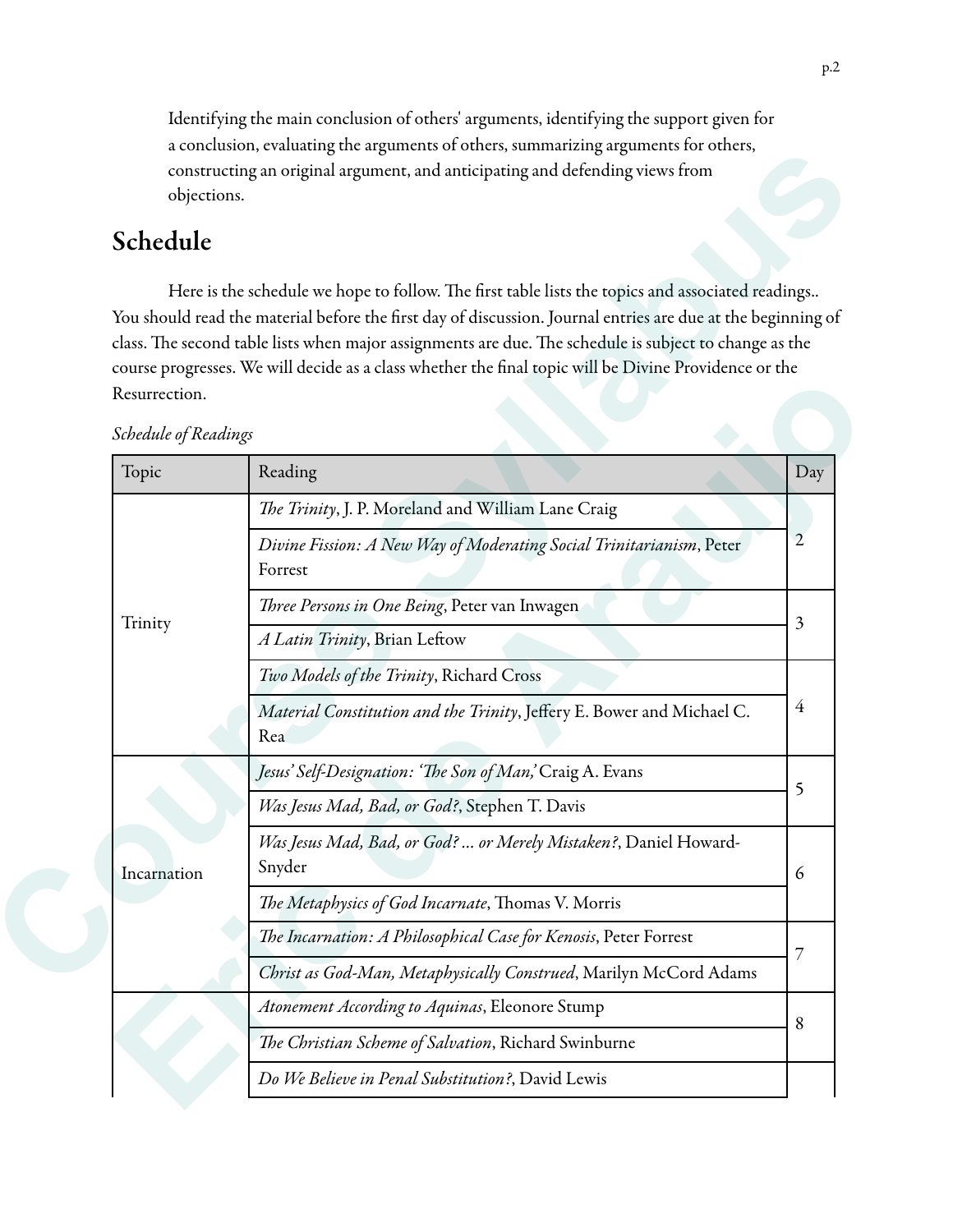Identifying the main conclusion of others' arguments, identifying the support given for a conclusion, evaluating the arguments of others, summarizing arguments for others, constructing an original argument, and anticipating and defending views from objections.

## Schedule

Here is the schedule we hope to follow. The first table lists the topics and associated readings.. You should read the material before the first day of discussion. Journal entries are due at the beginning of class. The second table lists when major assignments are due. The schedule is subject to change as the course progresses. We will decide as a class whether the final topic will be Divine Providence or the Resurrection.

*Schedule of Readings*

| Topic | Reading | Day |
|---|---|---|
| Trinity | *The Trinity*, J. P. Moreland and William Lane Craig | 2 |
| | *Divine Fission: A New Way of Moderating Social Trinitarianism*, Peter Forrest | |
| | *Three Persons in One Being*, Peter van Inwagen | 3 |
| | *A Latin Trinity*, Brian Leftow | |
| | *Two Models of the Trinity*, Richard Cross | 4 |
| | *Material Constitution and the Trinity*, Jeffery E. Bower and Michael C. Rea | |
| Incarnation | *Jesus' Self-Designation: 'The Son of Man,'* Craig A. Evans | 5 |
| | *Was Jesus Mad, Bad, or God?*, Stephen T. Davis | |
| | *Was Jesus Mad, Bad, or God? ... or Merely Mistaken?*, Daniel Howard-Snyder | 6 |
| | *The Metaphysics of God Incarnate*, Thomas V. Morris | |
| | *The Incarnation: A Philosophical Case for Kenosis*, Peter Forrest | 7 |
| | *Christ as God-Man, Metaphysically Construed*, Marilyn McCord Adams | |
| | *Atonement According to Aquinas*, Eleonore Stump | 8 |
| | *The Christian Scheme of Salvation*, Richard Swinburne | |
| | *Do We Believe in Penal Substitution?*, David Lewis | |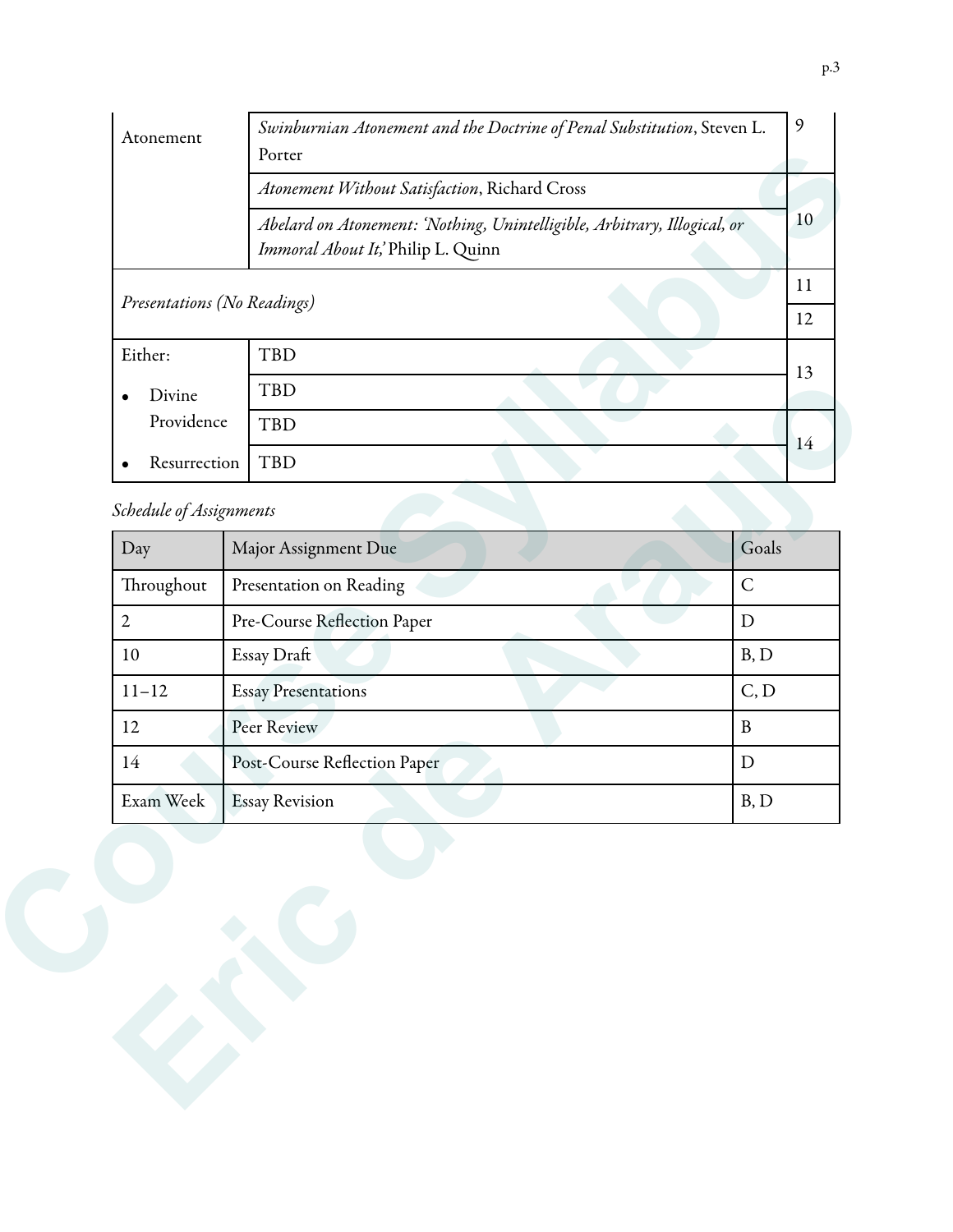| | | |
|---|---|---|
| Atonement | *Swinburnian Atonement and the Doctrine of Penal Substitution*, Steven L. Porter | 9 |
| | *Atonement Without Satisfaction*, Richard Cross | |
| | *Abelard on Atonement: 'Nothing, Unintelligible, Arbitrary, Illogical, or Immoral About It,'* Philip L. Quinn | 10 |
| *Presentations (No Readings)* | | 11 |
| | | 12 |
| Either: • Divine Providence • Resurrection | TBD | 13 |
| | TBD | |
| | TBD | 14 |
| | TBD | |

*Schedule of Assignments*

| Day | Major Assignment Due | Goals |
|---|---|---|
| Throughout | Presentation on Reading | C |
| 2 | Pre-Course Reflection Paper | D |
| 10 | Essay Draft | B, D |
| 11–12 | Essay Presentations | C, D |
| 12 | Peer Review | B |
| 14 | Post-Course Reflection Paper | D |
| Exam Week | Essay Revision | B, D |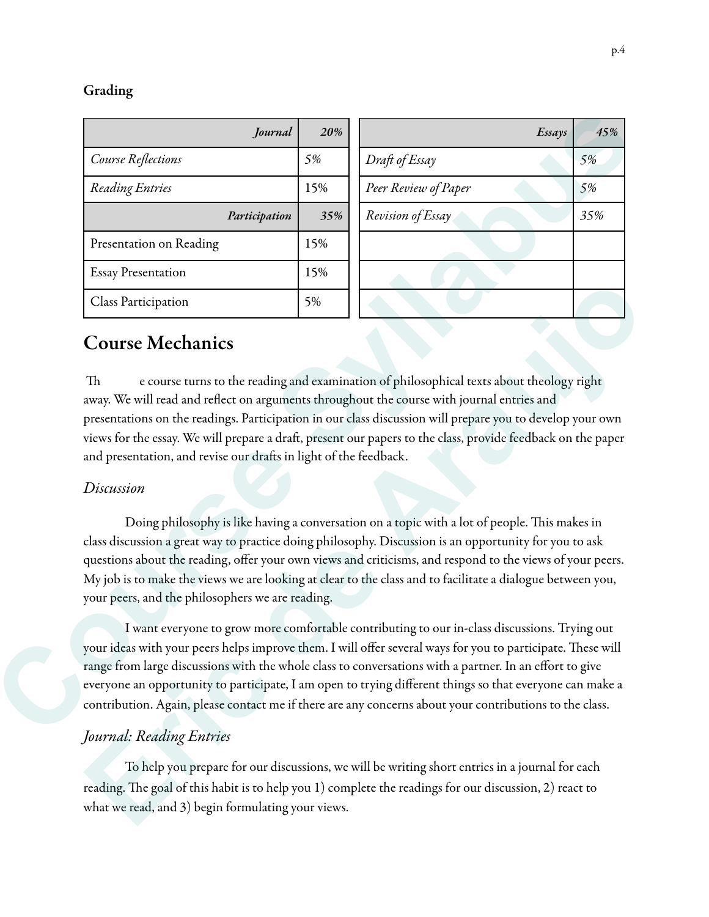**Grading**

| *Journal* | *20%* |
| --- | --- |
| *Course Reflections* | 5% |
| *Reading Entries* | 15% |
| *Participation* | *35%* |
| Presentation on Reading | 15% |
| Essay Presentation | 15% |
| Class Participation | 5% |

| *Essays* | *45%* |
| --- | --- |
| *Draft of Essay* | *5%* |
| *Peer Review of Paper* | *5%* |
| *Revision of Essay* | *35%* |

## Course Mechanics

The course turns to the reading and examination of philosophical texts about theology right away. We will read and reflect on arguments throughout the course with journal entries and presentations on the readings. Participation in our class discussion will prepare you to develop your own views for the essay. We will prepare a draft, present our papers to the class, provide feedback on the paper and presentation, and revise our drafts in light of the feedback.

### *Discussion*

Doing philosophy is like having a conversation on a topic with a lot of people. This makes in class discussion a great way to practice doing philosophy. Discussion is an opportunity for you to ask questions about the reading, offer your own views and criticisms, and respond to the views of your peers. My job is to make the views we are looking at clear to the class and to facilitate a dialogue between you, your peers, and the philosophers we are reading.

I want everyone to grow more comfortable contributing to our in-class discussions. Trying out your ideas with your peers helps improve them. I will offer several ways for you to participate. These will range from large discussions with the whole class to conversations with a partner. In an effort to give everyone an opportunity to participate, I am open to trying different things so that everyone can make a contribution. Again, please contact me if there are any concerns about your contributions to the class.

### *Journal: Reading Entries*

To help you prepare for our discussions, we will be writing short entries in a journal for each reading. The goal of this habit is to help you 1) complete the readings for our discussion, 2) react to what we read, and 3) begin formulating your views.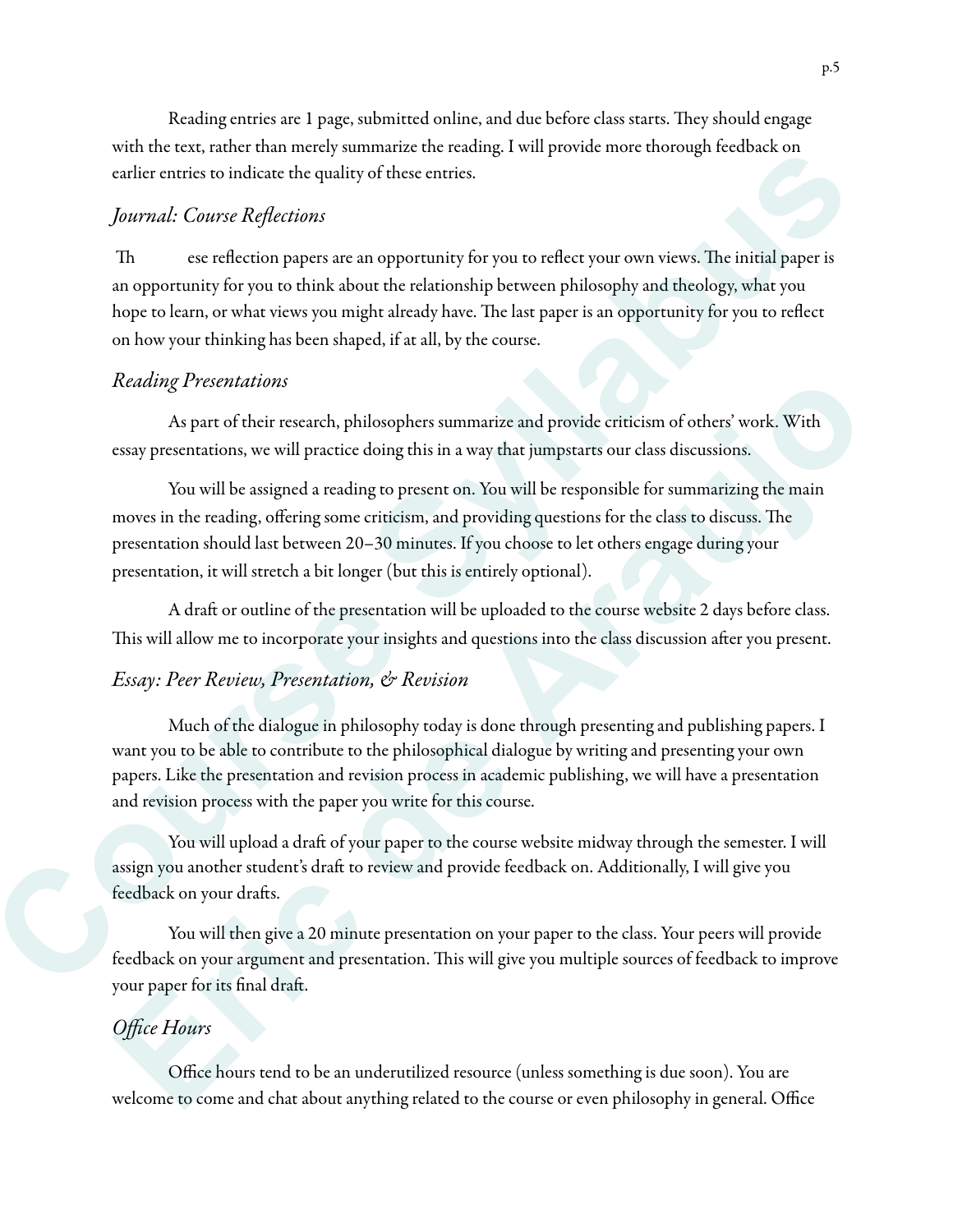Reading entries are 1 page, submitted online, and due before class starts. They should engage with the text, rather than merely summarize the reading. I will provide more thorough feedback on earlier entries to indicate the quality of these entries.

### *Journal: Course Reflections*

These reflection papers are an opportunity for you to reflect your own views. The initial paper is an opportunity for you to think about the relationship between philosophy and theology, what you hope to learn, or what views you might already have. The last paper is an opportunity for you to reflect on how your thinking has been shaped, if at all, by the course.

### *Reading Presentations*

As part of their research, philosophers summarize and provide criticism of others' work. With essay presentations, we will practice doing this in a way that jumpstarts our class discussions.

You will be assigned a reading to present on. You will be responsible for summarizing the main moves in the reading, offering some criticism, and providing questions for the class to discuss. The presentation should last between 20–30 minutes. If you choose to let others engage during your presentation, it will stretch a bit longer (but this is entirely optional).

A draft or outline of the presentation will be uploaded to the course website 2 days before class. This will allow me to incorporate your insights and questions into the class discussion after you present.

### *Essay: Peer Review, Presentation, & Revision*

Much of the dialogue in philosophy today is done through presenting and publishing papers. I want you to be able to contribute to the philosophical dialogue by writing and presenting your own papers. Like the presentation and revision process in academic publishing, we will have a presentation and revision process with the paper you write for this course.

You will upload a draft of your paper to the course website midway through the semester. I will assign you another student's draft to review and provide feedback on. Additionally, I will give you feedback on your drafts.

You will then give a 20 minute presentation on your paper to the class. Your peers will provide feedback on your argument and presentation. This will give you multiple sources of feedback to improve your paper for its final draft.

### *Office Hours*

Office hours tend to be an underutilized resource (unless something is due soon). You are welcome to come and chat about anything related to the course or even philosophy in general. Office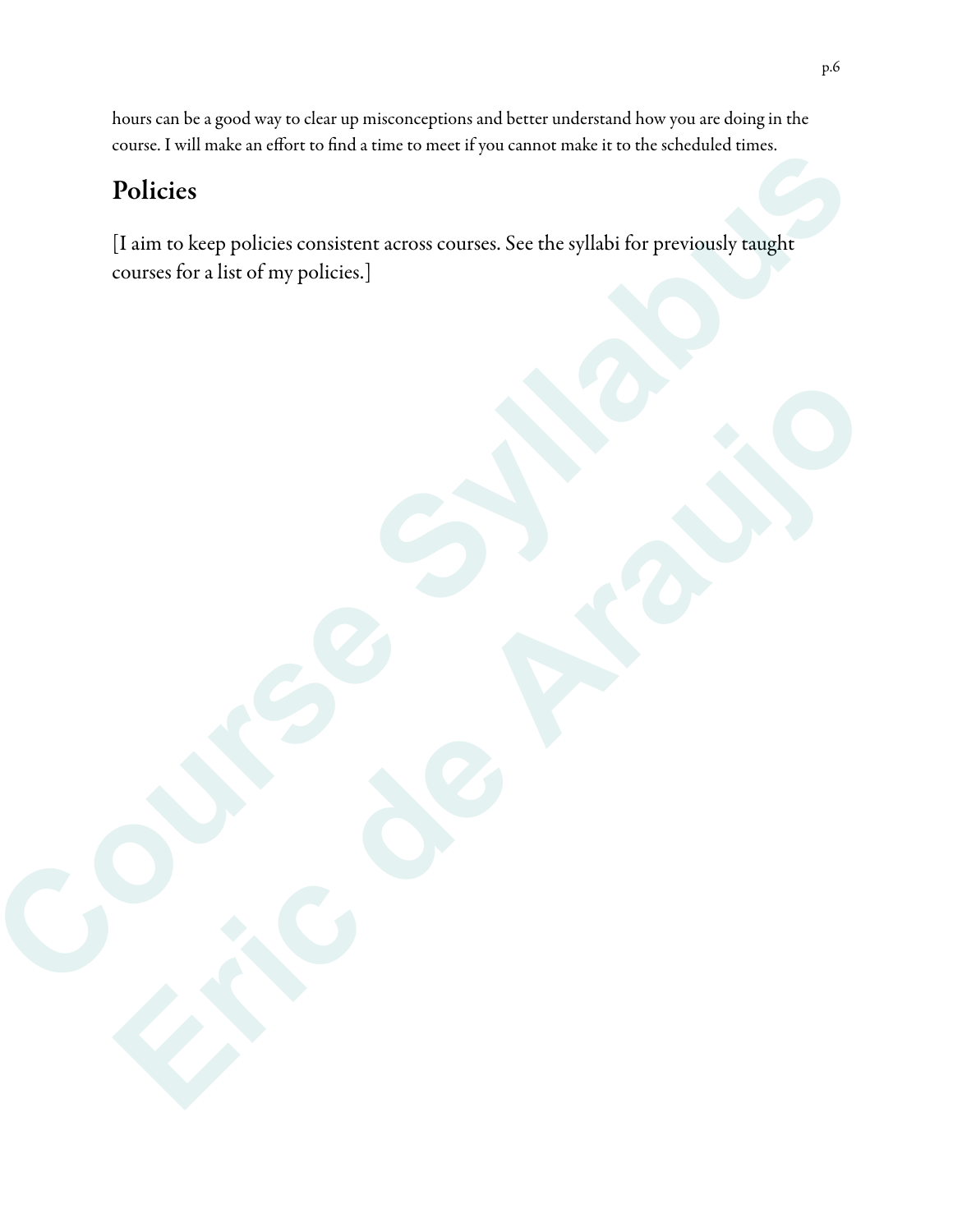hours can be a good way to clear up misconceptions and better understand how you are doing in the course. I will make an effort to find a time to meet if you cannot make it to the scheduled times.

## Policies

[I aim to keep policies consistent across courses. See the syllabi for previously taught courses for a list of my policies.]